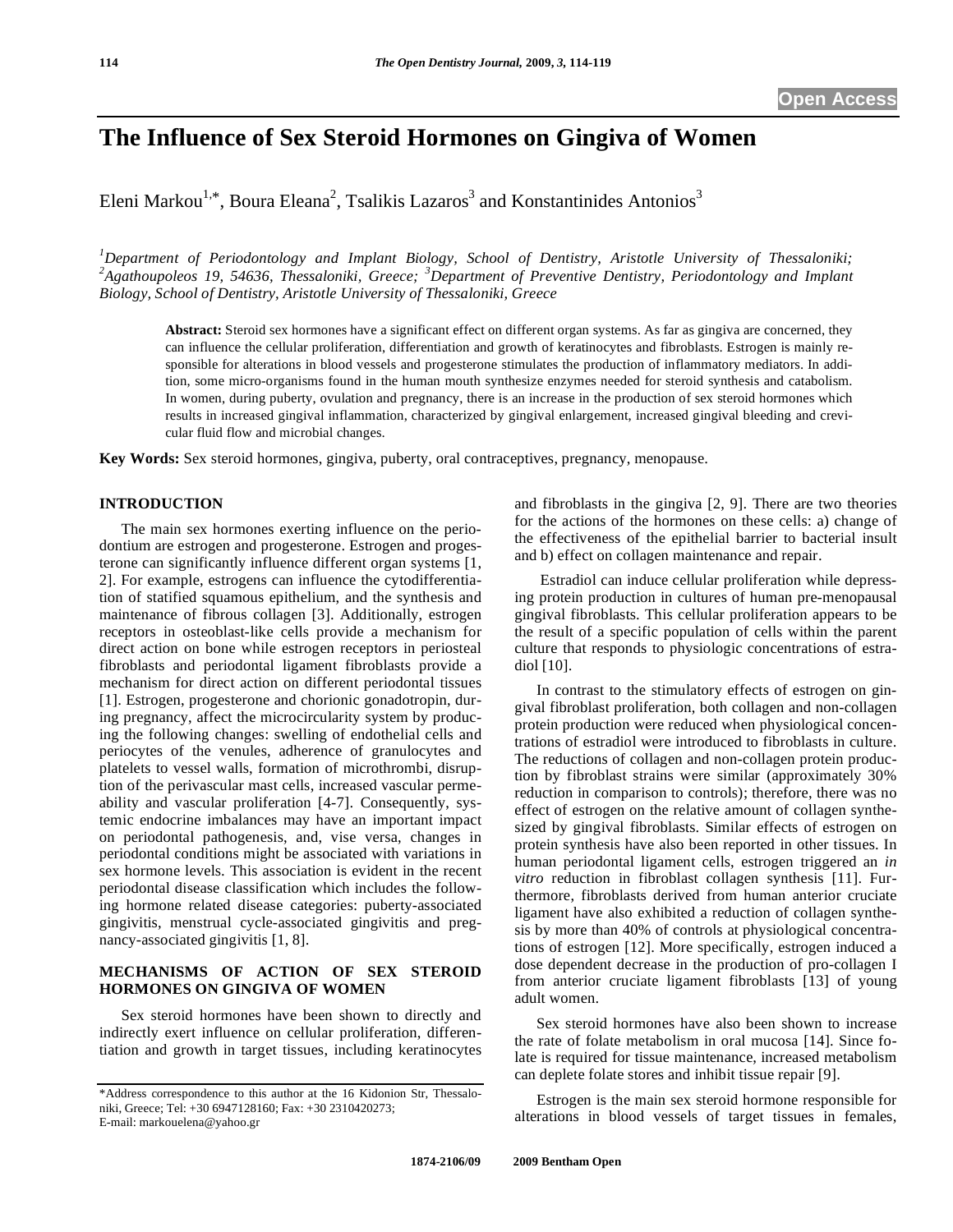# The Influence of Sex Steroid Hormones on Gingiva of Women

Eleni Markou[1,*], Boura Eleana[2], Tsalikis Lazaros[3] and Konstantinides Antonios[3]

[1]*Department of Periodontology and Implant Biology, School of Dentistry, Aristotle University of Thessaloniki;* [2]*Agathoupoleos 19, 54636, Thessaloniki, Greece;* [3]*Department of Preventive Dentistry, Periodontology and Implant Biology, School of Dentistry, Aristotle University of Thessaloniki, Greece*

**Abstract:** Steroid sex hormones have a significant effect on different organ systems. As far as gingiva are concerned, they can influence the cellular proliferation, differentiation and growth of keratinocytes and fibroblasts. Estrogen is mainly responsible for alterations in blood vessels and progesterone stimulates the production of inflammatory mediators. In addition, some micro-organisms found in the human mouth synthesize enzymes needed for steroid synthesis and catabolism. In women, during puberty, ovulation and pregnancy, there is an increase in the production of sex steroid hormones which results in increased gingival inflammation, characterized by gingival enlargement, increased gingival bleeding and crevicular fluid flow and microbial changes.

**Key Words:** Sex steroid hormones, gingiva, puberty, oral contraceptives, pregnancy, menopause.

## INTRODUCTION

The main sex hormones exerting influence on the periodontium are estrogen and progesterone. Estrogen and progesterone can significantly influence different organ systems [1, 2]. For example, estrogens can influence the cytodifferentiation of statified squamous epithelium, and the synthesis and maintenance of fibrous collagen [3]. Additionally, estrogen receptors in osteoblast-like cells provide a mechanism for direct action on bone while estrogen receptors in periosteal fibroblasts and periodontal ligament fibroblasts provide a mechanism for direct action on different periodontal tissues [1]. Estrogen, progesterone and chorionic gonadotropin, during pregnancy, affect the microcircularity system by producing the following changes: swelling of endothelial cells and periocytes of the venules, adherence of granulocytes and platelets to vessel walls, formation of microthrombi, disruption of the perivascular mast cells, increased vascular permeability and vascular proliferation [4-7]. Consequently, systemic endocrine imbalances may have an important impact on periodontal pathogenesis, and, vise versa, changes in periodontal conditions might be associated with variations in sex hormone levels. This association is evident in the recent periodontal disease classification which includes the following hormone related disease categories: puberty-associated gingivitis, menstrual cycle-associated gingivitis and pregnancy-associated gingivitis [1, 8].

## MECHANISMS OF ACTION OF SEX STEROID HORMONES ON GINGIVA OF WOMEN

Sex steroid hormones have been shown to directly and indirectly exert influence on cellular proliferation, differentiation and growth in target tissues, including keratinocytes and fibroblasts in the gingiva [2, 9]. There are two theories for the actions of the hormones on these cells: a) change of the effectiveness of the epithelial barrier to bacterial insult and b) effect on collagen maintenance and repair.

Estradiol can induce cellular proliferation while depressing protein production in cultures of human pre-menopausal gingival fibroblasts. This cellular proliferation appears to be the result of a specific population of cells within the parent culture that responds to physiologic concentrations of estradiol [10].

In contrast to the stimulatory effects of estrogen on gingival fibroblast proliferation, both collagen and non-collagen protein production were reduced when physiological concentrations of estradiol were introduced to fibroblasts in culture. The reductions of collagen and non-collagen protein production by fibroblast strains were similar (approximately 30% reduction in comparison to controls); therefore, there was no effect of estrogen on the relative amount of collagen synthesized by gingival fibroblasts. Similar effects of estrogen on protein synthesis have also been reported in other tissues. In human periodontal ligament cells, estrogen triggered an *in vitro* reduction in fibroblast collagen synthesis [11]. Furthermore, fibroblasts derived from human anterior cruciate ligament have also exhibited a reduction of collagen synthesis by more than 40% of controls at physiological concentrations of estrogen [12]. More specifically, estrogen induced a dose dependent decrease in the production of pro-collagen I from anterior cruciate ligament fibroblasts [13] of young adult women.

Sex steroid hormones have also been shown to increase the rate of folate metabolism in oral mucosa [14]. Since folate is required for tissue maintenance, increased metabolism can deplete folate stores and inhibit tissue repair [9].

Estrogen is the main sex steroid hormone responsible for alterations in blood vessels of target tissues in females,

*Address correspondence to this author at the 16 Kidonion Str, Thessaloniki, Greece; Tel: +30 6947128160; Fax: +30 2310420273; E-mail: markouelena@yahoo.gr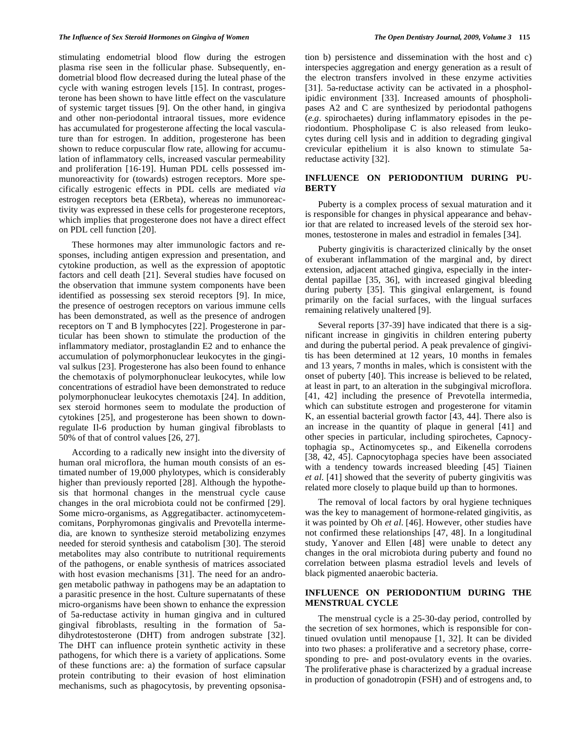stimulating endometrial blood flow during the estrogen plasma rise seen in the follicular phase. Subsequently, endometrial blood flow decreased during the luteal phase of the cycle with waning estrogen levels [15]. In contrast, progesterone has been shown to have little effect on the vasculature of systemic target tissues [9]. On the other hand, in gingiva and other non-periodontal intraoral tissues, more evidence has accumulated for progesterone affecting the local vasculature than for estrogen. In addition, progesterone has been shown to reduce corpuscular flow rate, allowing for accumulation of inflammatory cells, increased vascular permeability and proliferation [16-19]. Human PDL cells possessed immunoreactivity for (towards) estrogen receptors. More specifically estrogenic effects in PDL cells are mediated *via* estrogen receptors beta (ERbeta), whereas no immunoreactivity was expressed in these cells for progesterone receptors, which implies that progesterone does not have a direct effect on PDL cell function [20].

These hormones may alter immunologic factors and responses, including antigen expression and presentation, and cytokine production, as well as the expression of apoptotic factors and cell death [21]. Several studies have focused on the observation that immune system components have been identified as possessing sex steroid receptors [9]. In mice, the presence of oestrogen receptors on various immune cells has been demonstrated, as well as the presence of androgen receptors on T and B lymphocytes [22]. Progesterone in particular has been shown to stimulate the production of the inflammatory mediator, prostaglandin E2 and to enhance the accumulation of polymorphonuclear leukocytes in the gingival sulcus [23]. Progesterone has also been found to enhance the chemotaxis of polymorphonuclear leukocytes, while low concentrations of estradiol have been demonstrated to reduce polymorphonuclear leukocytes chemotaxis [24]. In addition, sex steroid hormones seem to modulate the production of cytokines [25], and progesterone has been shown to down-regulate Il-6 production by human gingival fibroblasts to 50% of that of control values [26, 27].

According to a radically new insight into the diversity of human oral microflora, the human mouth consists of an estimated number of 19,000 phylotypes, which is considerably higher than previously reported [28]. Although the hypothesis that hormonal changes in the menstrual cycle cause changes in the oral microbiota could not be confirmed [29]. Some micro-organisms, as Aggregatibacter. actinomycetemcomitans, Porphyromonas gingivalis and Prevotella intermedia, are known to synthesize steroid metabolizing enzymes needed for steroid synthesis and catabolism [30]. The steroid metabolites may also contribute to nutritional requirements of the pathogens, or enable synthesis of matrices associated with host evasion mechanisms [31]. The need for an androgen metabolic pathway in pathogens may be an adaptation to a parasitic presence in the host. Culture supernatants of these micro-organisms have been shown to enhance the expression of 5a-reductase activity in human gingiva and in cultured gingival fibroblasts, resulting in the formation of 5a-dihydrotestosterone (DHT) from androgen substrate [32]. The DHT can influence protein synthetic activity in these pathogens, for which there is a variety of applications. Some of these functions are: a) the formation of surface capsular protein contributing to their evasion of host elimination mechanisms, such as phagocytosis, by preventing opsonisation b) persistence and dissemination with the host and c) interspecies aggregation and energy generation as a result of the electron transfers involved in these enzyme activities [31]. 5a-reductase activity can be activated in a phospholipidic environment [33]. Increased amounts of phospholipases A2 and C are synthesized by periodontal pathogens (*e.g*. spirochaetes) during inflammatory episodes in the periodontium. Phospholipase C is also released from leukocytes during cell lysis and in addition to degrading gingival crevicular epithelium it is also known to stimulate 5a-reductase activity [32].

## INFLUENCE ON PERIODONTIUM DURING PUBERTY

Puberty is a complex process of sexual maturation and it is responsible for changes in physical appearance and behavior that are related to increased levels of the steroid sex hormones, testosterone in males and estradiol in females [34].

Puberty gingivitis is characterized clinically by the onset of exuberant inflammation of the marginal and, by direct extension, adjacent attached gingiva, especially in the interdental papillae [35, 36], with increased gingival bleeding during puberty [35]. This gingival enlargement, is found primarily on the facial surfaces, with the lingual surfaces remaining relatively unaltered [9].

Several reports [37-39] have indicated that there is a significant increase in gingivitis in children entering puberty and during the pubertal period. A peak prevalence of gingivitis has been determined at 12 years, 10 months in females and 13 years, 7 months in males, which is consistent with the onset of puberty [40]. This increase is believed to be related, at least in part, to an alteration in the subgingival microflora. [41, 42] including the presence of Prevotella intermedia, which can substitute estrogen and progesterone for vitamin K, an essential bacterial growth factor [43, 44]. There also is an increase in the quantity of plaque in general [41] and other species in particular, including spirochetes, Capnocytophagia sp., Actinomycetes sp., and Eikenella corrodens [38, 42, 45]. Capnocytophaga species have been associated with a tendency towards increased bleeding [45] Tiainen *et al*. [41] showed that the severity of puberty gingivitis was related more closely to plaque build up than to hormones.

The removal of local factors by oral hygiene techniques was the key to management of hormone-related gingivitis, as it was pointed by Oh *et al*. [46]. However, other studies have not confirmed these relationships [47, 48]. In a longitudinal study, Yanover and Ellen [48] were unable to detect any changes in the oral microbiota during puberty and found no correlation between plasma estradiol levels and levels of black pigmented anaerobic bacteria.

## INFLUENCE ON PERIODONTIUM DURING THE MENSTRUAL CYCLE

The menstrual cycle is a 25-30-day period, controlled by the secretion of sex hormones, which is responsible for continued ovulation until menopause [1, 32]. It can be divided into two phases: a proliferative and a secretory phase, corresponding to pre- and post-ovulatory events in the ovaries. The proliferative phase is characterized by a gradual increase in production of gonadotropin (FSH) and of estrogens and, to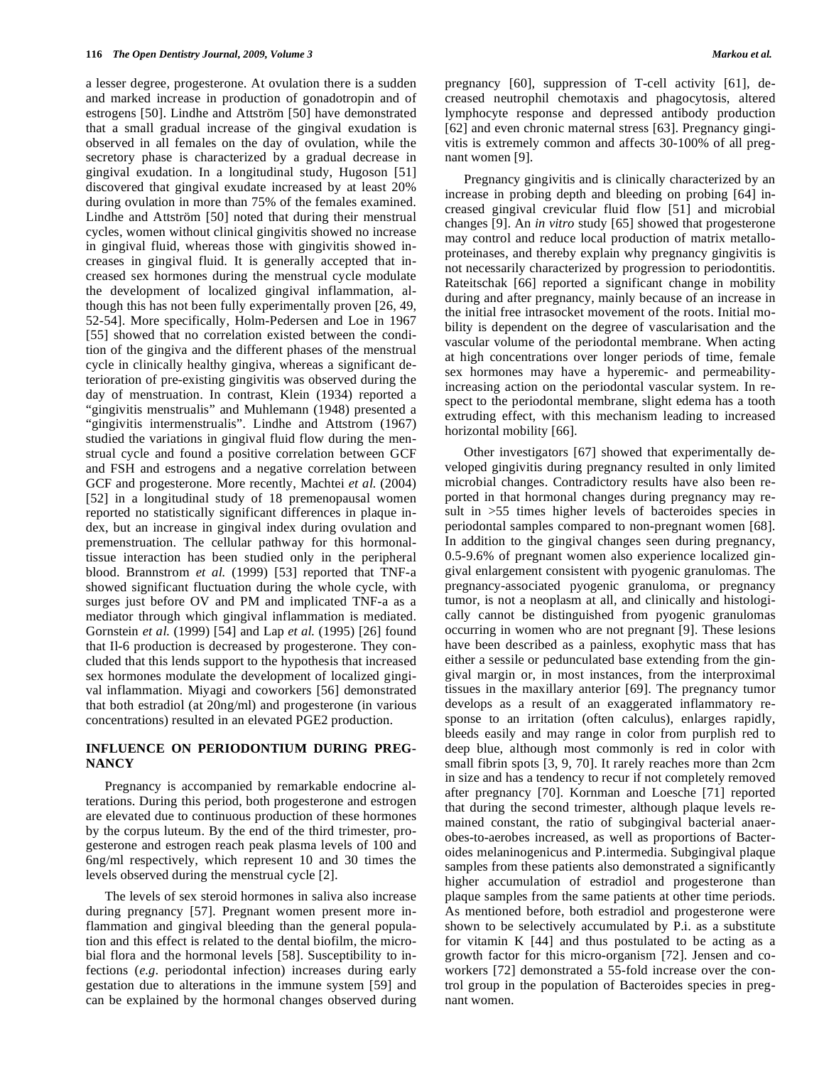a lesser degree, progesterone. At ovulation there is a sudden and marked increase in production of gonadotropin and of estrogens [50]. Lindhe and Attström [50] have demonstrated that a small gradual increase of the gingival exudation is observed in all females on the day of ovulation, while the secretory phase is characterized by a gradual decrease in gingival exudation. In a longitudinal study, Hugoson [51] discovered that gingival exudate increased by at least 20% during ovulation in more than 75% of the females examined. Lindhe and Attström [50] noted that during their menstrual cycles, women without clinical gingivitis showed no increase in gingival fluid, whereas those with gingivitis showed increases in gingival fluid. It is generally accepted that increased sex hormones during the menstrual cycle modulate the development of localized gingival inflammation, although this has not been fully experimentally proven [26, 49, 52-54]. More specifically, Holm-Pedersen and Loe in 1967 [55] showed that no correlation existed between the condition of the gingiva and the different phases of the menstrual cycle in clinically healthy gingiva, whereas a significant deterioration of pre-existing gingivitis was observed during the day of menstruation. In contrast, Klein (1934) reported a "gingivitis menstrualis" and Muhlemann (1948) presented a "gingivitis intermenstrualis". Lindhe and Attstrom (1967) studied the variations in gingival fluid flow during the menstrual cycle and found a positive correlation between GCF and FSH and estrogens and a negative correlation between GCF and progesterone. More recently, Machtei *et al.* (2004) [52] in a longitudinal study of 18 premenopausal women reported no statistically significant differences in plaque index, but an increase in gingival index during ovulation and premenstruation. The cellular pathway for this hormonal-tissue interaction has been studied only in the peripheral blood. Brannstrom *et al.* (1999) [53] reported that TNF-a showed significant fluctuation during the whole cycle, with surges just before OV and PM and implicated TNF-a as a mediator through which gingival inflammation is mediated. Gornstein *et al.* (1999) [54] and Lap *et al.* (1995) [26] found that Il-6 production is decreased by progesterone. They concluded that this lends support to the hypothesis that increased sex hormones modulate the development of localized gingival inflammation. Miyagi and coworkers [56] demonstrated that both estradiol (at 20ng/ml) and progesterone (in various concentrations) resulted in an elevated PGE2 production.

## INFLUENCE ON PERIODONTIUM DURING PREGNANCY

Pregnancy is accompanied by remarkable endocrine alterations. During this period, both progesterone and estrogen are elevated due to continuous production of these hormones by the corpus luteum. By the end of the third trimester, progesterone and estrogen reach peak plasma levels of 100 and 6ng/ml respectively, which represent 10 and 30 times the levels observed during the menstrual cycle [2].

The levels of sex steroid hormones in saliva also increase during pregnancy [57]. Pregnant women present more inflammation and gingival bleeding than the general population and this effect is related to the dental biofilm, the microbial flora and the hormonal levels [58]. Susceptibility to infections (*e.g*. periodontal infection) increases during early gestation due to alterations in the immune system [59] and can be explained by the hormonal changes observed during pregnancy [60], suppression of T-cell activity [61], decreased neutrophil chemotaxis and phagocytosis, altered lymphocyte response and depressed antibody production [62] and even chronic maternal stress [63]. Pregnancy gingivitis is extremely common and affects 30-100% of all pregnant women [9].

Pregnancy gingivitis and is clinically characterized by an increase in probing depth and bleeding on probing [64] increased gingival crevicular fluid flow [51] and microbial changes [9]. An *in vitro* study [65] showed that progesterone may control and reduce local production of matrix metalloproteinases, and thereby explain why pregnancy gingivitis is not necessarily characterized by progression to periodontitis. Rateitschak [66] reported a significant change in mobility during and after pregnancy, mainly because of an increase in the initial free intrasocket movement of the roots. Initial mobility is dependent on the degree of vascularisation and the vascular volume of the periodontal membrane. When acting at high concentrations over longer periods of time, female sex hormones may have a hyperemic- and permeability-increasing action on the periodontal vascular system. In respect to the periodontal membrane, slight edema has a tooth extruding effect, with this mechanism leading to increased horizontal mobility [66].

Other investigators [67] showed that experimentally developed gingivitis during pregnancy resulted in only limited microbial changes. Contradictory results have also been reported in that hormonal changes during pregnancy may result in >55 times higher levels of bacteroides species in periodontal samples compared to non-pregnant women [68]. In addition to the gingival changes seen during pregnancy, 0.5-9.6% of pregnant women also experience localized gingival enlargement consistent with pyogenic granulomas. The pregnancy-associated pyogenic granuloma, or pregnancy tumor, is not a neoplasm at all, and clinically and histologically cannot be distinguished from pyogenic granulomas occurring in women who are not pregnant [9]. These lesions have been described as a painless, exophytic mass that has either a sessile or pedunculated base extending from the gingival margin or, in most instances, from the interproximal tissues in the maxillary anterior [69]. The pregnancy tumor develops as a result of an exaggerated inflammatory response to an irritation (often calculus), enlarges rapidly, bleeds easily and may range in color from purplish red to deep blue, although most commonly is red in color with small fibrin spots [3, 9, 70]. It rarely reaches more than 2cm in size and has a tendency to recur if not completely removed after pregnancy [70]. Kornman and Loesche [71] reported that during the second trimester, although plaque levels remained constant, the ratio of subgingival bacterial anaerobes-to-aerobes increased, as well as proportions of Bacteroides melaninogenicus and P.intermedia. Subgingival plaque samples from these patients also demonstrated a significantly higher accumulation of estradiol and progesterone than plaque samples from the same patients at other time periods. As mentioned before, both estradiol and progesterone were shown to be selectively accumulated by P.i. as a substitute for vitamin K [44] and thus postulated to be acting as a growth factor for this micro-organism [72]. Jensen and coworkers [72] demonstrated a 55-fold increase over the control group in the population of Bacteroides species in pregnant women.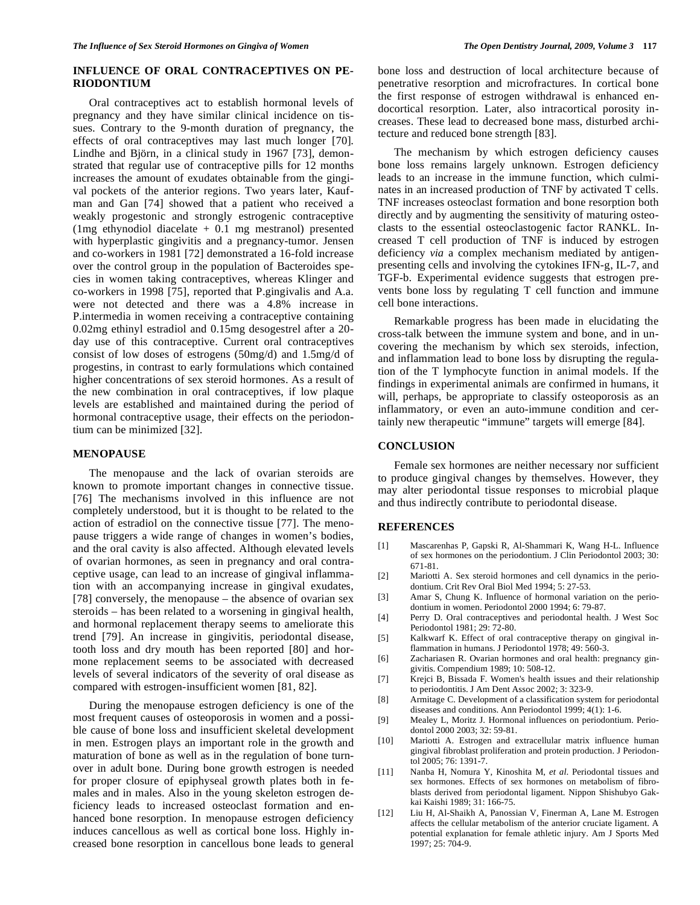## INFLUENCE OF ORAL CONTRACEPTIVES ON PERIODONTIUM

Oral contraceptives act to establish hormonal levels of pregnancy and they have similar clinical incidence on tissues. Contrary to the 9-month duration of pregnancy, the effects of oral contraceptives may last much longer [70]. Lindhe and Björn, in a clinical study in 1967 [73], demonstrated that regular use of contraceptive pills for 12 months increases the amount of exudates obtainable from the gingival pockets of the anterior regions. Two years later, Kaufman and Gan [74] showed that a patient who received a weakly progestonic and strongly estrogenic contraceptive (1mg ethynodiol diacelate + 0.1 mg mestranol) presented with hyperplastic gingivitis and a pregnancy-tumor. Jensen and co-workers in 1981 [72] demonstrated a 16-fold increase over the control group in the population of Bacteroides species in women taking contraceptives, whereas Klinger and co-workers in 1998 [75], reported that P.gingivalis and A.a. were not detected and there was a 4.8% increase in P.intermedia in women receiving a contraceptive containing 0.02mg ethinyl estradiol and 0.15mg desogestrel after a 20-day use of this contraceptive. Current oral contraceptives consist of low doses of estrogens (50mg/d) and 1.5mg/d of progestins, in contrast to early formulations which contained higher concentrations of sex steroid hormones. As a result of the new combination in oral contraceptives, if low plaque levels are established and maintained during the period of hormonal contraceptive usage, their effects on the periodontium can be minimized [32].

## MENOPAUSE

The menopause and the lack of ovarian steroids are known to promote important changes in connective tissue. [76] The mechanisms involved in this influence are not completely understood, but it is thought to be related to the action of estradiol on the connective tissue [77]. The menopause triggers a wide range of changes in women's bodies, and the oral cavity is also affected. Although elevated levels of ovarian hormones, as seen in pregnancy and oral contraceptive usage, can lead to an increase of gingival inflammation with an accompanying increase in gingival exudates, [78] conversely, the menopause – the absence of ovarian sex steroids – has been related to a worsening in gingival health, and hormonal replacement therapy seems to ameliorate this trend [79]. An increase in gingivitis, periodontal disease, tooth loss and dry mouth has been reported [80] and hormone replacement seems to be associated with decreased levels of several indicators of the severity of oral disease as compared with estrogen-insufficient women [81, 82].

During the menopause estrogen deficiency is one of the most frequent causes of osteoporosis in women and a possible cause of bone loss and insufficient skeletal development in men. Estrogen plays an important role in the growth and maturation of bone as well as in the regulation of bone turnover in adult bone. During bone growth estrogen is needed for proper closure of epiphyseal growth plates both in females and in males. Also in the young skeleton estrogen deficiency leads to increased osteoclast formation and enhanced bone resorption. In menopause estrogen deficiency induces cancellous as well as cortical bone loss. Highly increased bone resorption in cancellous bone leads to general bone loss and destruction of local architecture because of penetrative resorption and microfractures. In cortical bone the first response of estrogen withdrawal is enhanced endocortical resorption. Later, also intracortical porosity increases. These lead to decreased bone mass, disturbed architecture and reduced bone strength [83].

The mechanism by which estrogen deficiency causes bone loss remains largely unknown. Estrogen deficiency leads to an increase in the immune function, which culminates in an increased production of TNF by activated T cells. TNF increases osteoclast formation and bone resorption both directly and by augmenting the sensitivity of maturing osteoclasts to the essential osteoclastogenic factor RANKL. Increased T cell production of TNF is induced by estrogen deficiency *via* a complex mechanism mediated by antigen-presenting cells and involving the cytokines IFN-g, IL-7, and TGF-b. Experimental evidence suggests that estrogen prevents bone loss by regulating T cell function and immune cell bone interactions.

Remarkable progress has been made in elucidating the cross-talk between the immune system and bone, and in uncovering the mechanism by which sex steroids, infection, and inflammation lead to bone loss by disrupting the regulation of the T lymphocyte function in animal models. If the findings in experimental animals are confirmed in humans, it will, perhaps, be appropriate to classify osteoporosis as an inflammatory, or even an auto-immune condition and certainly new therapeutic "immune" targets will emerge [84].

## CONCLUSION

Female sex hormones are neither necessary nor sufficient to produce gingival changes by themselves. However, they may alter periodontal tissue responses to microbial plaque and thus indirectly contribute to periodontal disease.

## REFERENCES

[1] Mascarenhas P, Gapski R, Al-Shammari K, Wang H-L. Influence of sex hormones on the periodontium. J Clin Periodontol 2003; 30: 671-81.

[2] Mariotti A. Sex steroid hormones and cell dynamics in the periodontium. Crit Rev Oral Biol Med 1994; 5: 27-53.

[3] Amar S, Chung K. Influence of hormonal variation on the periodontium in women. Periodontol 2000 1994; 6: 79-87.

[4] Perry D. Oral contraceptives and periodontal health. J West Soc Periodontol 1981; 29: 72-80.

[5] Kalkwarf K. Effect of oral contraceptive therapy on gingival inflammation in humans. J Periodontol 1978; 49: 560-3.

[6] Zachariasen R. Ovarian hormones and oral health: pregnancy gingivitis. Compendium 1989; 10: 508-12.

[7] Krejci B, Bissada F. Women's health issues and their relationship to periodontitis. J Am Dent Assoc 2002; 3: 323-9.

[8] Armitage C. Development of a classification system for periodontal diseases and conditions. Ann Periodontol 1999; 4(1): 1-6.

[9] Mealey L, Moritz J. Hormonal influences on periodontium. Periodontol 2000 2003; 32: 59-81.

[10] Mariotti A. Estrogen and extracellular matrix influence human gingival fibroblast proliferation and protein production. J Periodontol 2005; 76: 1391-7.

[11] Nanba H, Nomura Y, Kinoshita M, *et al*. Periodontal tissues and sex hormones. Effects of sex hormones on metabolism of fibroblasts derived from periodontal ligament. Nippon Shishubyo Gakkai Kaishi 1989; 31: 166-75.

[12] Liu H, Al-Shaikh A, Panossian V, Finerman A, Lane M. Estrogen affects the cellular metabolism of the anterior cruciate ligament. A potential explanation for female athletic injury. Am J Sports Med 1997; 25: 704-9.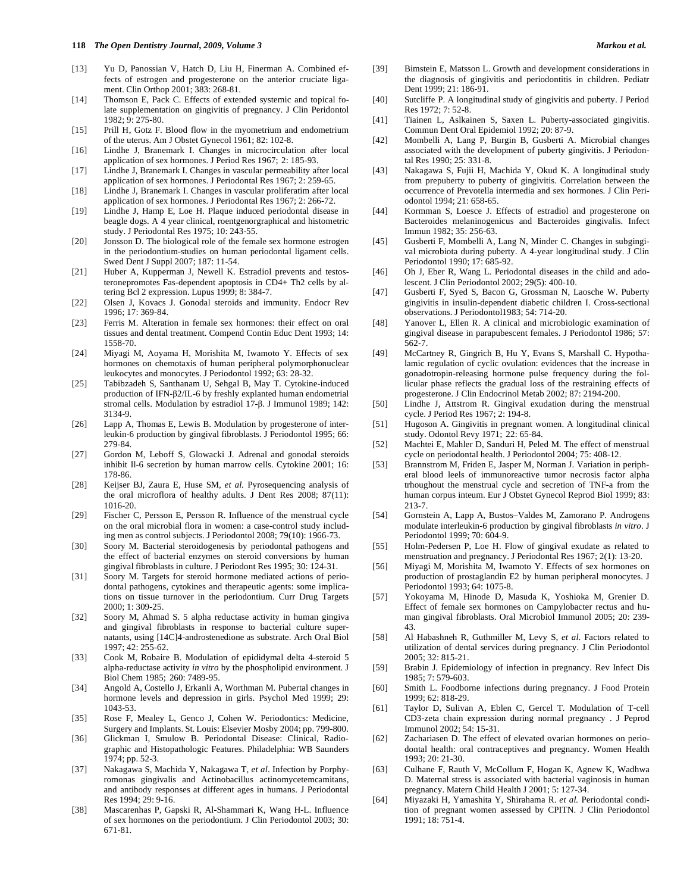[13] Yu D, Panossian V, Hatch D, Liu H, Finerman A. Combined effects of estrogen and progesterone on the anterior cruciate ligament. Clin Orthop 2001; 383: 268-81.

[14] Thomson E, Pack C. Effects of extended systemic and topical folate supplementation on gingivitis of pregnancy. J Clin Peridontol 1982; 9: 275-80.

[15] Prill H, Gotz F. Blood flow in the myometrium and endometrium of the uterus. Am J Obstet Gynecol 1961; 82: 102-8.

[16] Lindhe J, Branemark I. Changes in microcirculation after local application of sex hormones. J Period Res 1967; 2: 185-93.

[17] Lindhe J, Branemark I. Changes in vascular permeability after local application of sex hormones. J Periodontal Res 1967; 2: 259-65.

[18] Lindhe J, Branemark I. Changes in vascular proliferatim after local application of sex hormones. J Periodontal Res 1967; 2: 266-72.

[19] Lindhe J, Hamp E, Loe H. Plaque induced periodontal disease in beagle dogs. A 4 year clinical, roentgenorgraphical and histometric study. J Periodontal Res 1975; 10: 243-55.

[20] Jonsson D. The biological role of the female sex hormone estrogen in the periodontium-studies on human periodontal ligament cells. Swed Dent J Suppl 2007; 187: 11-54.

[21] Huber A, Kupperman J, Newell K. Estradiol prevents and testosteronepromotes Fas-dependent apoptosis in CD4+ Th2 cells by altering Bcl 2 expression. Lupus 1999; 8: 384-7.

[22] Olsen J, Kovacs J. Gonodal steroids and immunity. Endocr Rev 1996; 17: 369-84.

[23] Ferris M. Alteration in female sex hormones: their effect on oral tissues and dental treatment. Compend Contin Educ Dent 1993; 14: 1558-70.

[24] Miyagi M, Aoyama H, Morishita M, Iwamoto Y. Effects of sex hormones on chemotaxis of human peripheral polymorphonuclear leukocytes and monocytes. J Periodontol 1992; 63: 28-32.

[25] Tabibzadeh S, Santhanam U, Sehgal B, May T. Cytokine-induced production of IFN-β2/IL-6 by freshly explanted human endometrial stromal cells. Modulation by estradiol 17-β. J Immunol 1989; 142: 3134-9.

[26] Lapp A, Thomas E, Lewis B. Modulation by progesterone of interleukin-6 production by gingival fibroblasts. J Periodontol 1995; 66: 279-84.

[27] Gordon M, Leboff S, Glowacki J. Adrenal and gonodal steroids inhibit Il-6 secretion by human marrow cells. Cytokine 2001; 16: 178-86.

[28] Keijser BJ, Zaura E, Huse SM, *et al.* Pyrosequencing analysis of the oral microflora of healthy adults. J Dent Res 2008; 87(11): 1016-20.

[29] Fischer C, Persson E, Persson R. Influence of the menstrual cycle on the oral microbial flora in women: a case-control study including men as control subjects. J Periodontol 2008; 79(10): 1966-73.

[30] Soory M. Bacterial steroidogenesis by periodontal pathogens and the effect of bacterial enzymes on steroid conversions by human gingival fibroblasts in culture. J Periodont Res 1995; 30: 124-31.

[31] Soory M. Targets for steroid hormone mediated actions of periodontal pathogens, cytokines and therapeutic agents: some implications on tissue turnover in the periodontium. Curr Drug Targets 2000; 1: 309-25.

[32] Soory M, Ahmad S. 5 alpha reductase activity in human gingiva and gingival fibroblasts in response to bacterial culture supernatants, using [14C]4-androstenedione as substrate. Arch Oral Biol 1997; 42: 255-62.

[33] Cook M, Robaire B. Modulation of epididymal delta 4-steroid 5 alpha-reductase activity *in vitro* by the phospholipid environment. J Biol Chem 1985; 260: 7489-95.

[34] Angold A, Costello J, Erkanli A, Worthman M. Pubertal changes in hormone levels and depression in girls. Psychol Med 1999; 29: 1043-53.

[35] Rose F, Mealey L, Genco J, Cohen W. Periodontics: Medicine, Surgery and Implants. St. Louis: Elsevier Mosby 2004; pp. 799-800.

[36] Glickman I, Smulow B. Periodontal Disease: Clinical, Radiographic and Histopathologic Features. Philadelphia: WB Saunders 1974; pp. 52-3.

[37] Nakagawa S, Machida Y, Nakagawa T, *et al*. Infection by Porphyromonas gingivalis and Actinobacillus actinomycetemcamitans, and antibody responses at different ages in humans. J Periodontal Res 1994; 29: 9-16.

[38] Mascarenhas P, Gapski R, Al-Shammari K, Wang H-L. Influence of sex hormones on the periodontium. J Clin Periodontol 2003; 30: 671-81.

[39] Bimstein E, Matsson L. Growth and development considerations in the diagnosis of gingivitis and periodontitis in children. Pediatr Dent 1999; 21: 186-91.

[40] Sutcliffe P. A longitudinal study of gingivitis and puberty. J Period Res 1972; 7: 52-8.

[41] Tiainen L, Aslkainen S, Saxen L. Puberty-associated gingivitis. Commun Dent Oral Epidemiol 1992; 20: 87-9.

[42] Mombelli A, Lang P, Burgin B, Gusberti A. Microbial changes associated with the development of puberty gingivitis. J Periodontal Res 1990; 25: 331-8.

[43] Nakagawa S, Fujii H, Machida Y, Okud K. A longitudinal study from prepuberty to puberty of gingivitis. Correlation between the occurrence of Prevotella intermedia and sex hormones. J Clin Periodontol 1994; 21: 658-65.

[44] Kormman S, Loesce J. Effects of estradiol and progesterone on Bacteroides melaninogenicus and Bacteroides gingivalis. Infect Immun 1982; 35: 256-63.

[45] Gusberti F, Mombelli A, Lang N, Minder C. Changes in subgingival microbiota during puberty. A 4-year longitudinal study. J Clin Periodontol 1990; 17: 685-92.

[46] Oh J, Eber R, Wang L. Periodontal diseases in the child and adolescent. J Clin Periodontol 2002; 29(5): 400-10.

[47] Gusberti F, Syed S, Bacon G, Grossman N, Laosche W. Puberty gingivitis in insulin-dependent diabetic children I. Cross-sectional observations. J Periodontol1983; 54: 714-20.

[48] Yanover L, Ellen R. A clinical and microbiologic examination of gingival disease in parapubescent females. J Periodontol 1986; 57: 562-7.

[49] McCartney R, Gingrich B, Hu Y, Evans S, Marshall C. Hypothalamic regulation of cyclic ovulation: evidences that the increase in gonadotropin-releasing hormone pulse frequency during the follicular phase reflects the gradual loss of the restraining effects of progesterone. J Clin Endocrinol Metab 2002; 87: 2194-200.

[50] Lindhe J, Attstrom R. Gingival exudation during the menstrual cycle. J Period Res 1967; 2: 194-8.

[51] Hugoson A. Gingivitis in pregnant women. A longitudinal clinical study. Odontol Revy 1971; 22: 65-84.

[52] Machtei E, Mahler D, Sanduri H, Peled M. The effect of menstrual cycle on periodontal health. J Periodontol 2004; 75: 408-12.

[53] Brannstrom M, Friden E, Jasper M, Norman J. Variation in peripheral blood leels of immunoreactive tumor necrosis factor alpha trhoughout the menstrual cycle and secretion of TNF-a from the human corpus inteum. Eur J Obstet Gynecol Reprod Biol 1999; 83: 213-7.

[54] Gornstein A, Lapp A, Bustos–Valdes M, Zamorano P. Androgens modulate interleukin-6 production by gingival fibroblasts *in vitro*. J Periodontol 1999; 70: 604-9.

[55] Holm-Pedersen P, Loe H. Flow of gingival exudate as related to menstruation and pregnancy. J Periodontal Res 1967; 2(1): 13-20.

[56] Miyagi M, Morishita M, Iwamoto Y. Effects of sex hormones on production of prostaglandin E2 by human peripheral monocytes. J Periodontol 1993; 64: 1075-8.

[57] Yokoyama M, Hinode D, Masuda K, Yoshioka M, Grenier D. Effect of female sex hormones on Campylobacter rectus and human gingival fibroblasts. Oral Microbiol Immunol 2005; 20: 239-43.

[58] Al Habashneh R, Guthmiller M, Levy S, *et al.* Factors related to utilization of dental services during pregnancy. J Clin Periodontol 2005; 32: 815-21.

[59] Brabin J. Epidemiology of infection in pregnancy. Rev Infect Dis 1985; 7: 579-603.

[60] Smith L. Foodborne infections during pregnancy. J Food Protein 1999; 62: 818-29.

[61] Taylor D, Sulivan A, Eblen C, Gercel T. Modulation of T-cell CD3-zeta chain expression during normal pregnancy . J Peprod Immunol 2002; 54: 15-31.

[62] Zachariasen D. The effect of elevated ovarian hormones on periodontal health: oral contraceptives and pregnancy. Women Health 1993; 20: 21-30.

[63] Culhane F, Rauth V, McCollum F, Hogan K, Agnew K, Wadhwa D. Maternal stress is associated with bacterial vaginosis in human pregnancy. Matern Child Health J 2001; 5: 127-34.

[64] Miyazaki H, Yamashita Y, Shirahama R. *et al.* Periodontal condition of pregnant women assessed by CPITN. J Clin Periodontol 1991; 18: 751-4.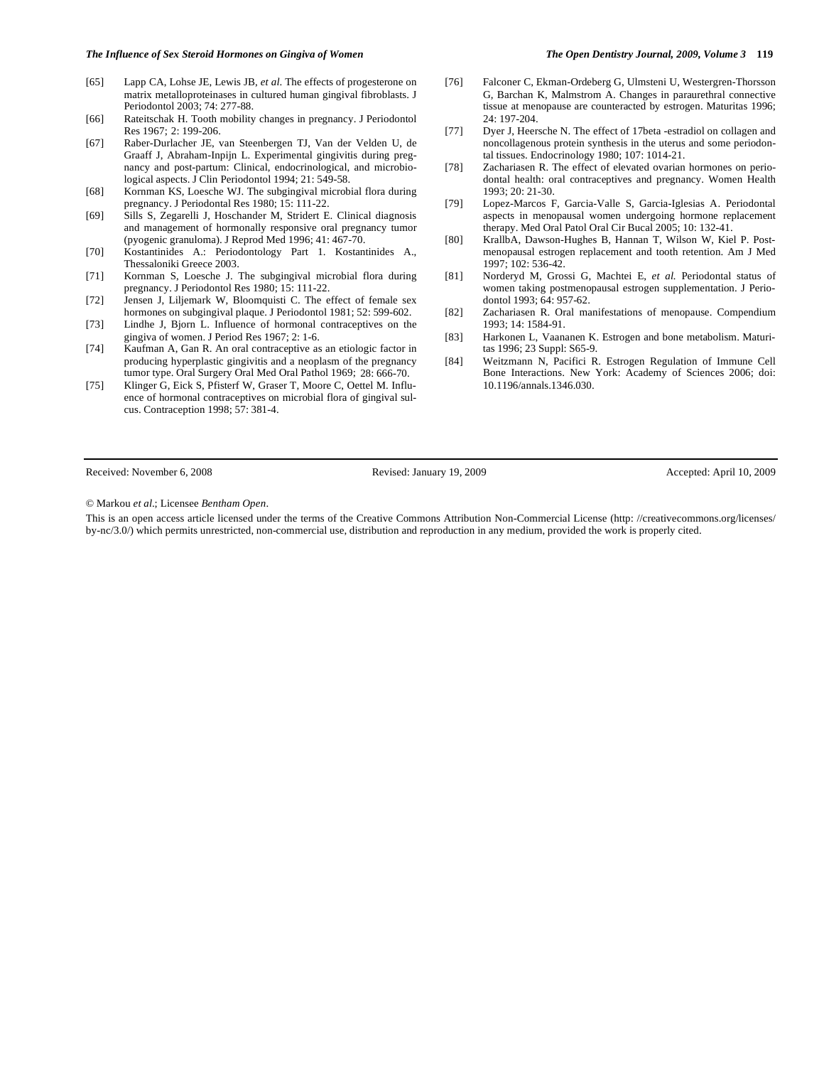[65] Lapp CA, Lohse JE, Lewis JB, *et al*. The effects of progesterone on matrix metalloproteinases in cultured human gingival fibroblasts. J Periodontol 2003; 74: 277-88.

[66] Rateitschak H. Tooth mobility changes in pregnancy. J Periodontol Res 1967; 2: 199-206.

[67] Raber-Durlacher JE, van Steenbergen TJ, Van der Velden U, de Graaff J, Abraham-Inpijn L. Experimental gingivitis during pregnancy and post-partum: Clinical, endocrinological, and microbiological aspects. J Clin Periodontol 1994; 21: 549-58.

[68] Kornman KS, Loesche WJ. The subgingival microbial flora during pregnancy. J Periodontal Res 1980; 15: 111-22.

[69] Sills S, Zegarelli J, Hoschander M, Stridert E. Clinical diagnosis and management of hormonally responsive oral pregnancy tumor (pyogenic granuloma). J Reprod Med 1996; 41: 467-70.

[70] Kostantinides A.: Periodontology Part 1. Kostantinides A., Thessaloniki Greece 2003.

[71] Kornman S, Loesche J. The subgingival microbial flora during pregnancy. J Periodontol Res 1980; 15: 111-22.

[72] Jensen J, Liljemark W, Bloomquisti C. The effect of female sex hormones on subgingival plaque. J Periodontol 1981; 52: 599-602.

[73] Lindhe J, Bjorn L. Influence of hormonal contraceptives on the gingiva of women. J Period Res 1967; 2: 1-6.

[74] Kaufman A, Gan R. An oral contraceptive as an etiologic factor in producing hyperplastic gingivitis and a neoplasm of the pregnancy tumor type. Oral Surgery Oral Med Oral Pathol 1969; 28: 666-70.

[75] Klinger G, Eick S, Pfisterf W, Graser T, Moore C, Oettel M. Influence of hormonal contraceptives on microbial flora of gingival sulcus. Contraception 1998; 57: 381-4.

[76] Falconer C, Ekman-Ordeberg G, Ulmsteni U, Westergren-Thorsson G, Barchan K, Malmstrom A. Changes in paraurethral connective tissue at menopause are counteracted by estrogen. Maturitas 1996; 24: 197-204.

[77] Dyer J, Heersche N. The effect of 17beta -estradiol on collagen and noncollagenous protein synthesis in the uterus and some periodontal tissues. Endocrinology 1980; 107: 1014-21.

[78] Zachariasen R. The effect of elevated ovarian hormones on periodontal health: oral contraceptives and pregnancy. Women Health 1993; 20: 21-30.

[79] Lopez-Marcos F, Garcia-Valle S, Garcia-Iglesias A. Periodontal aspects in menopausal women undergoing hormone replacement therapy. Med Oral Patol Oral Cir Bucal 2005; 10: 132-41.

[80] KrallbA, Dawson-Hughes B, Hannan T, Wilson W, Kiel P. Postmenopausal estrogen replacement and tooth retention. Am J Med 1997; 102: 536-42.

[81] Norderyd M, Grossi G, Machtei E, *et al.* Periodontal status of women taking postmenopausal estrogen supplementation. J Periodontol 1993; 64: 957-62.

[82] Zachariasen R. Oral manifestations of menopause. Compendium 1993; 14: 1584-91.

[83] Harkonen L, Vaananen K. Estrogen and bone metabolism. Maturitas 1996; 23 Suppl: S65-9.

[84] Weitzmann N, Pacifici R. Estrogen Regulation of Immune Cell Bone Interactions. New York: Academy of Sciences 2006; doi: 10.1196/annals.1346.030.

Received: November 6, 2008 Revised: January 19, 2009 Accepted: April 10, 2009

© Markou *et al*.; Licensee *Bentham Open*.

This is an open access article licensed under the terms of the Creative Commons Attribution Non-Commercial License (http: //creativecommons.org/licenses/by-nc/3.0/) which permits unrestricted, non-commercial use, distribution and reproduction in any medium, provided the work is properly cited.